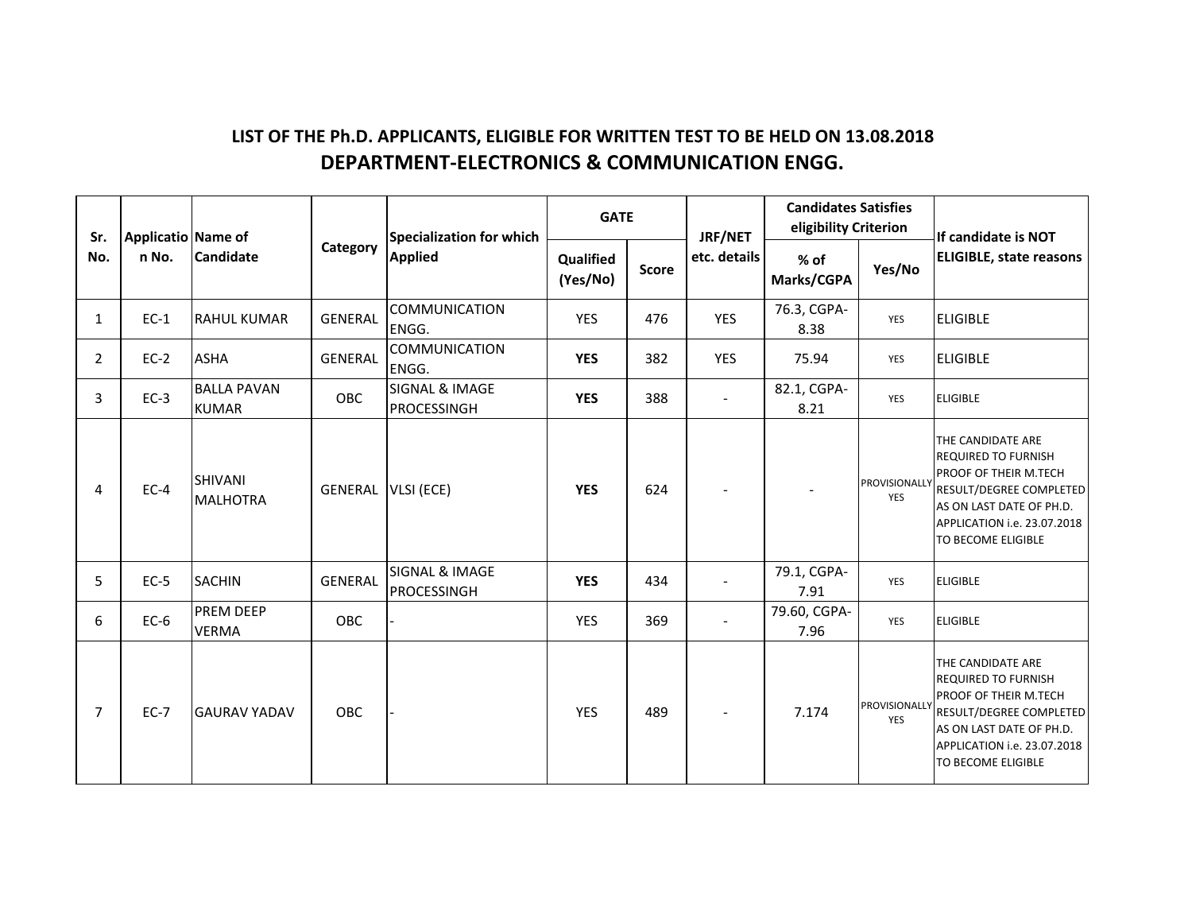## LIST OF THE Ph.D. APPLICANTS, ELIGIBLE FOR WRITTEN TEST TO BE HELD ON 13.08.2018

## DEPARTMENT-ELECTRONICS & COMMUNICATION ENGG.

| Sr. No. | Application No. | Name of Candidate | Category | Specialization for which Applied | GATE | | JRF/NET etc. details | Candidates Satisfies eligibility Criterion | | If candidate is NOT ELIGIBLE, state reasons |
|---|---|---|---|---|---|---|---|---|---|---|
| | | | | | Qualified (Yes/No) | Score | | % of Marks/CGPA | Yes/No | |
| 1 | EC-1 | RAHUL KUMAR | GENERAL | COMMUNICATION ENGG. | YES | 476 | YES | 76.3, CGPA-8.38 | YES | ELIGIBLE |
| 2 | EC-2 | ASHA | GENERAL | COMMUNICATION ENGG. | **YES** | 382 | YES | 75.94 | YES | ELIGIBLE |
| 3 | EC-3 | BALLA PAVAN KUMAR | OBC | SIGNAL & IMAGE PROCESSINGH | **YES** | 388 | - | 82.1, CGPA-8.21 | YES | ELIGIBLE |
| 4 | EC-4 | SHIVANI MALHOTRA | GENERAL | VLSI (ECE) | **YES** | 624 | - | - | PROVISIONALLY YES | THE CANDIDATE ARE REQUIRED TO FURNISH PROOF OF THEIR M.TECH RESULT/DEGREE COMPLETED AS ON LAST DATE OF PH.D. APPLICATION i.e. 23.07.2018 TO BECOME ELIGIBLE |
| 5 | EC-5 | SACHIN | GENERAL | SIGNAL & IMAGE PROCESSINGH | **YES** | 434 | - | 79.1, CGPA-7.91 | YES | ELIGIBLE |
| 6 | EC-6 | PREM DEEP VERMA | OBC | - | YES | 369 | - | 79.60, CGPA-7.96 | YES | ELIGIBLE |
| 7 | EC-7 | GAURAV YADAV | OBC | - | YES | 489 | - | 7.174 | PROVISIONALLY YES | THE CANDIDATE ARE REQUIRED TO FURNISH PROOF OF THEIR M.TECH RESULT/DEGREE COMPLETED AS ON LAST DATE OF PH.D. APPLICATION i.e. 23.07.2018 TO BECOME ELIGIBLE |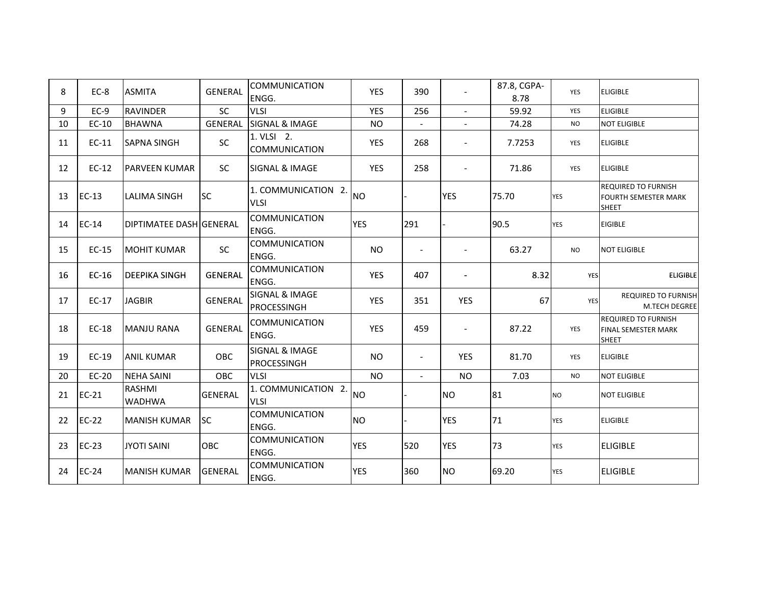| | | | | | | | | | | |
|---|---|---|---|---|---|---|---|---|---|---|
| 8 | EC-8 | ASMITA | GENERAL | COMMUNICATION ENGG. | YES | 390 | - | 87.8, CGPA- 8.78 | YES | ELIGIBLE |
| 9 | EC-9 | RAVINDER | SC | VLSI | YES | 256 | - | 59.92 | YES | ELIGIBLE |
| 10 | EC-10 | BHAWNA | GENERAL | SIGNAL & IMAGE | NO | - | - | 74.28 | NO | NOT ELIGIBLE |
| 11 | EC-11 | SAPNA SINGH | SC | 1. VLSI 2. COMMUNICATION | YES | 268 | - | 7.7253 | YES | ELIGIBLE |
| 12 | EC-12 | PARVEEN KUMAR | SC | SIGNAL & IMAGE | YES | 258 | - | 71.86 | YES | ELIGIBLE |
| 13 | EC-13 | LALIMA SINGH | SC | 1. COMMUNICATION 2. VLSI | NO | - | YES | 75.70 | YES | REQUIRED TO FURNISH FOURTH SEMESTER MARK SHEET |
| 14 | EC-14 | DIPTIMATEE DASH | GENERAL | COMMUNICATION ENGG. | YES | 291 | - | 90.5 | YES | EIGIBLE |
| 15 | EC-15 | MOHIT KUMAR | SC | COMMUNICATION ENGG. | NO | - | - | 63.27 | NO | NOT ELIGIBLE |
| 16 | EC-16 | DEEPIKA SINGH | GENERAL | COMMUNICATION ENGG. | YES | 407 | - | 8.32 | YES | ELIGIBLE |
| 17 | EC-17 | JAGBIR | GENERAL | SIGNAL & IMAGE PROCESSINGH | YES | 351 | YES | 67 | YES | REQUIRED TO FURNISH M.TECH DEGREE |
| 18 | EC-18 | MANJU RANA | GENERAL | COMMUNICATION ENGG. | YES | 459 | - | 87.22 | YES | REQUIRED TO FURNISH FINAL SEMESTER MARK SHEET |
| 19 | EC-19 | ANIL KUMAR | OBC | SIGNAL & IMAGE PROCESSINGH | NO | - | YES | 81.70 | YES | ELIGIBLE |
| 20 | EC-20 | NEHA SAINI | OBC | VLSI | NO | - | NO | 7.03 | NO | NOT ELIGIBLE |
| 21 | EC-21 | RASHMI WADHWA | GENERAL | 1. COMMUNICATION 2. VLSI | NO | - | NO | 81 | NO | NOT ELIGIBLE |
| 22 | EC-22 | MANISH KUMAR | SC | COMMUNICATION ENGG. | NO | - | YES | 71 | YES | ELIGIBLE |
| 23 | EC-23 | JYOTI SAINI | OBC | COMMUNICATION ENGG. | YES | 520 | YES | 73 | YES | ELIGIBLE |
| 24 | EC-24 | MANISH KUMAR | GENERAL | COMMUNICATION ENGG. | YES | 360 | NO | 69.20 | YES | ELIGIBLE |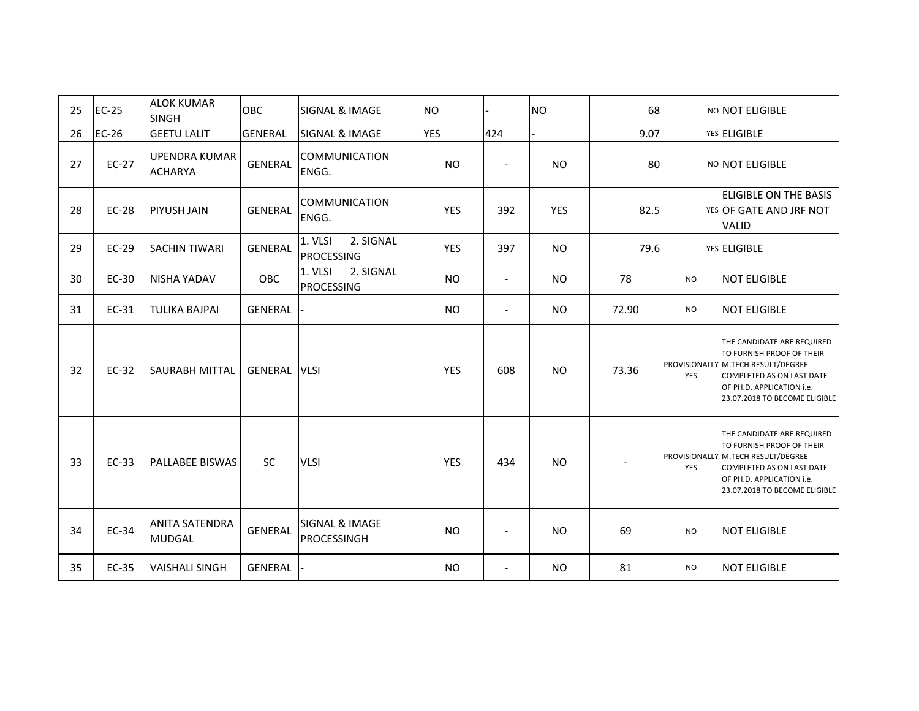| 25 | EC-25 | ALOK KUMAR SINGH | OBC | SIGNAL & IMAGE | NO | - | NO | 68 | NO | NOT ELIGIBLE |
|---|---|---|---|---|---|---|---|---|---|---|
| 26 | EC-26 | GEETU LALIT | GENERAL | SIGNAL & IMAGE | YES | 424 | - | 9.07 | YES | ELIGIBLE |
| 27 | EC-27 | UPENDRA KUMAR ACHARYA | GENERAL | COMMUNICATION ENGG. | NO | - | NO | 80 | NO | NOT ELIGIBLE |
| 28 | EC-28 | PIYUSH JAIN | GENERAL | COMMUNICATION ENGG. | YES | 392 | YES | 82.5 | YES | ELIGIBLE ON THE BASIS OF GATE AND JRF NOT VALID |
| 29 | EC-29 | SACHIN TIWARI | GENERAL | 1. VLSI 2. SIGNAL PROCESSING | YES | 397 | NO | 79.6 | YES | ELIGIBLE |
| 30 | EC-30 | NISHA YADAV | OBC | 1. VLSI 2. SIGNAL PROCESSING | NO | - | NO | 78 | NO | NOT ELIGIBLE |
| 31 | EC-31 | TULIKA BAJPAI | GENERAL | - | NO | - | NO | 72.90 | NO | NOT ELIGIBLE |
| 32 | EC-32 | SAURABH MITTAL | GENERAL | VLSI | YES | 608 | NO | 73.36 | PROVISIONALLY YES | THE CANDIDATE ARE REQUIRED TO FURNISH PROOF OF THEIR M.TECH RESULT/DEGREE COMPLETED AS ON LAST DATE OF PH.D. APPLICATION i.e. 23.07.2018 TO BECOME ELIGIBLE |
| 33 | EC-33 | PALLABEE BISWAS | SC | VLSI | YES | 434 | NO | - | PROVISIONALLY YES | THE CANDIDATE ARE REQUIRED TO FURNISH PROOF OF THEIR M.TECH RESULT/DEGREE COMPLETED AS ON LAST DATE OF PH.D. APPLICATION i.e. 23.07.2018 TO BECOME ELIGIBLE |
| 34 | EC-34 | ANITA SATENDRA MUDGAL | GENERAL | SIGNAL & IMAGE PROCESSINGH | NO | - | NO | 69 | NO | NOT ELIGIBLE |
| 35 | EC-35 | VAISHALI SINGH | GENERAL | - | NO | - | NO | 81 | NO | NOT ELIGIBLE |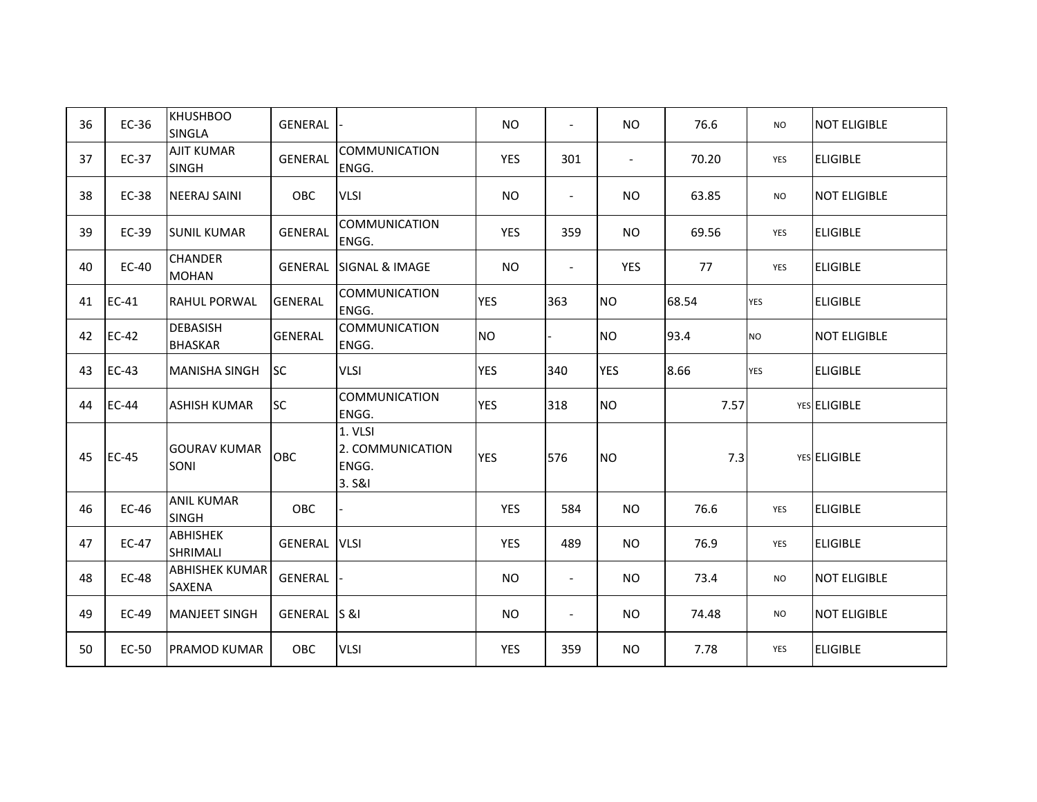| | | | | | | | | | | |
|---|---|---|---|---|---|---|---|---|---|---|
| 36 | EC-36 | KHUSHBOO SINGLA | GENERAL | - | NO | - | NO | 76.6 | NO | NOT ELIGIBLE |
| 37 | EC-37 | AJIT KUMAR SINGH | GENERAL | COMMUNICATION ENGG. | YES | 301 | - | 70.20 | YES | ELIGIBLE |
| 38 | EC-38 | NEERAJ SAINI | OBC | VLSI | NO | - | NO | 63.85 | NO | NOT ELIGIBLE |
| 39 | EC-39 | SUNIL KUMAR | GENERAL | COMMUNICATION ENGG. | YES | 359 | NO | 69.56 | YES | ELIGIBLE |
| 40 | EC-40 | CHANDER MOHAN | GENERAL | SIGNAL & IMAGE | NO | - | YES | 77 | YES | ELIGIBLE |
| 41 | EC-41 | RAHUL PORWAL | GENERAL | COMMUNICATION ENGG. | YES | 363 | NO | 68.54 | YES | ELIGIBLE |
| 42 | EC-42 | DEBASISH BHASKAR | GENERAL | COMMUNICATION ENGG. | NO | - | NO | 93.4 | NO | NOT ELIGIBLE |
| 43 | EC-43 | MANISHA SINGH | SC | VLSI | YES | 340 | YES | 8.66 | YES | ELIGIBLE |
| 44 | EC-44 | ASHISH KUMAR | SC | COMMUNICATION ENGG. | YES | 318 | NO | 7.57 | YES | ELIGIBLE |
| 45 | EC-45 | GOURAV KUMAR SONI | OBC | 1. VLSI 2. COMMUNICATION ENGG. 3. S&I | YES | 576 | NO | 7.3 | YES | ELIGIBLE |
| 46 | EC-46 | ANIL KUMAR SINGH | OBC | - | YES | 584 | NO | 76.6 | YES | ELIGIBLE |
| 47 | EC-47 | ABHISHEK SHRIMALI | GENERAL | VLSI | YES | 489 | NO | 76.9 | YES | ELIGIBLE |
| 48 | EC-48 | ABHISHEK KUMAR SAXENA | GENERAL | - | NO | - | NO | 73.4 | NO | NOT ELIGIBLE |
| 49 | EC-49 | MANJEET SINGH | GENERAL | S &I | NO | - | NO | 74.48 | NO | NOT ELIGIBLE |
| 50 | EC-50 | PRAMOD KUMAR | OBC | VLSI | YES | 359 | NO | 7.78 | YES | ELIGIBLE |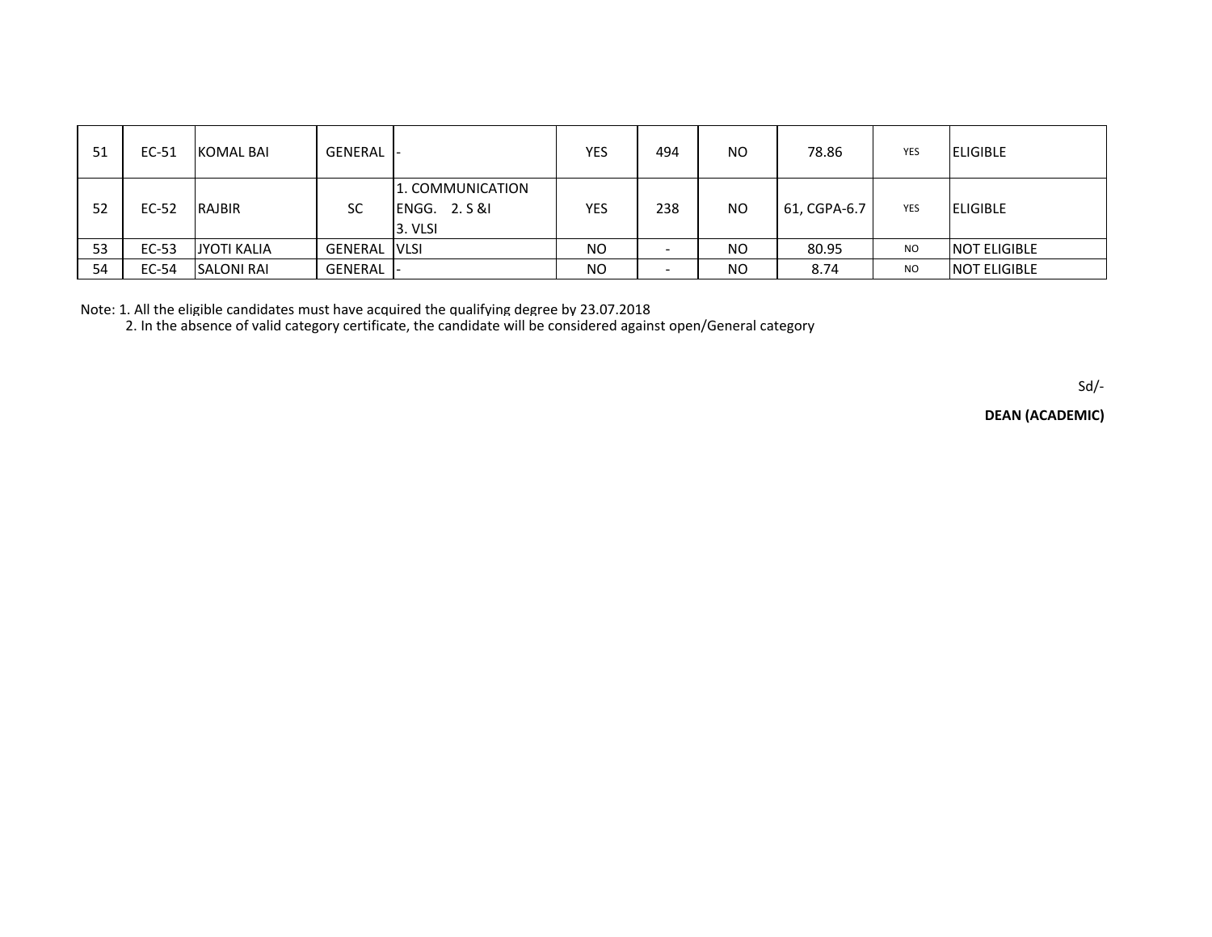| | | | | | | | | | | |
|---|---|---|---|---|---|---|---|---|---|---|
| 51 | EC-51 | KOMAL BAI | GENERAL | - | YES | 494 | NO | 78.86 | YES | ELIGIBLE |
| 52 | EC-52 | RAJBIR | SC | 1. COMMUNICATION ENGG. 2. S &I 3. VLSI | YES | 238 | NO | 61, CGPA-6.7 | YES | ELIGIBLE |
| 53 | EC-53 | JYOTI KALIA | GENERAL | VLSI | NO | - | NO | 80.95 | NO | NOT ELIGIBLE |
| 54 | EC-54 | SALONI RAI | GENERAL | - | NO | - | NO | 8.74 | NO | NOT ELIGIBLE |

Note: 1. All the eligible candidates must have acquired the qualifying degree by 23.07.2018

2. In the absence of valid category certificate, the candidate will be considered against open/General category

Sd/-

**DEAN (ACADEMIC)**